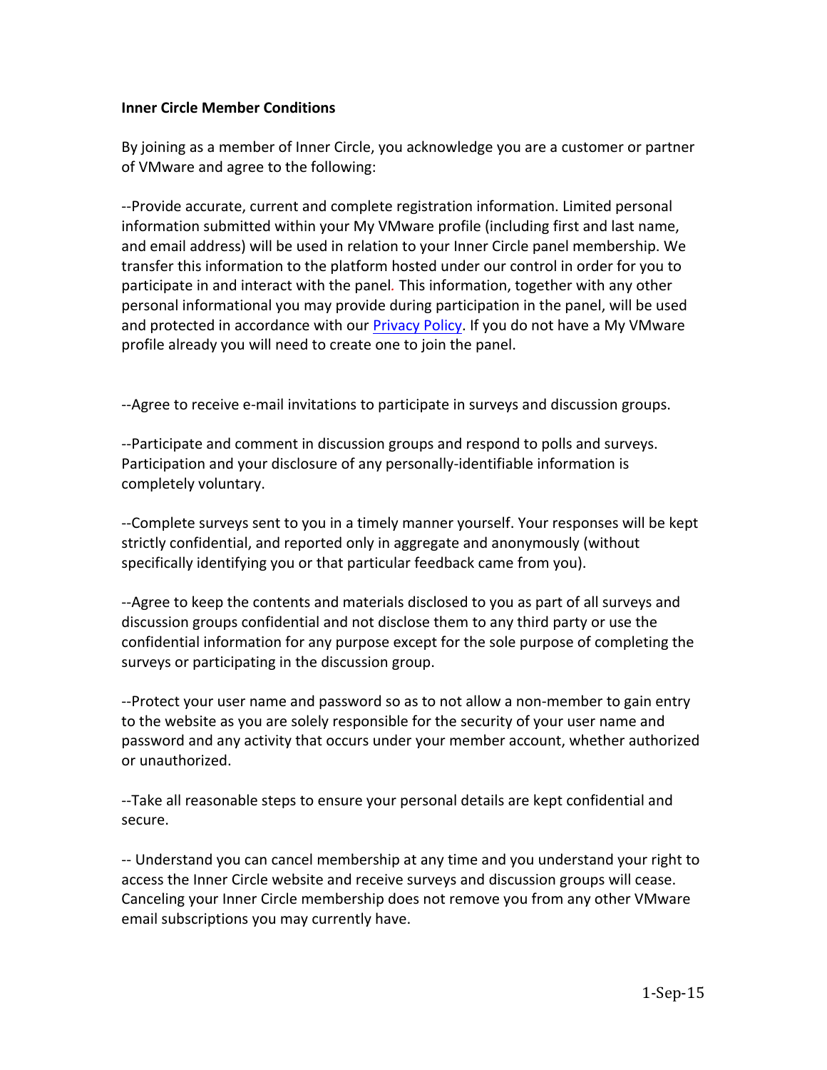**Inner Circle Member Conditions**

By joining as a member of Inner Circle, you acknowledge you are a customer or partner of VMware and agree to the following:

--Provide accurate, current and complete registration information. Limited personal information submitted within your My VMware profile (including first and last name, and email address) will be used in relation to your Inner Circle panel membership. We transfer this information to the platform hosted under our control in order for you to participate in and interact with the panel. This information, together with any other personal informational you may provide during participation in the panel, will be used and protected in accordance with our [Privacy Policy](). If you do not have a My VMware profile already you will need to create one to join the panel.

--Agree to receive e-mail invitations to participate in surveys and discussion groups.

--Participate and comment in discussion groups and respond to polls and surveys. Participation and your disclosure of any personally-identifiable information is completely voluntary.

--Complete surveys sent to you in a timely manner yourself. Your responses will be kept strictly confidential, and reported only in aggregate and anonymously (without specifically identifying you or that particular feedback came from you).

--Agree to keep the contents and materials disclosed to you as part of all surveys and discussion groups confidential and not disclose them to any third party or use the confidential information for any purpose except for the sole purpose of completing the surveys or participating in the discussion group.

--Protect your user name and password so as to not allow a non-member to gain entry to the website as you are solely responsible for the security of your user name and password and any activity that occurs under your member account, whether authorized or unauthorized.

--Take all reasonable steps to ensure your personal details are kept confidential and secure.

-- Understand you can cancel membership at any time and you understand your right to access the Inner Circle website and receive surveys and discussion groups will cease. Canceling your Inner Circle membership does not remove you from any other VMware email subscriptions you may currently have.

1-Sep-15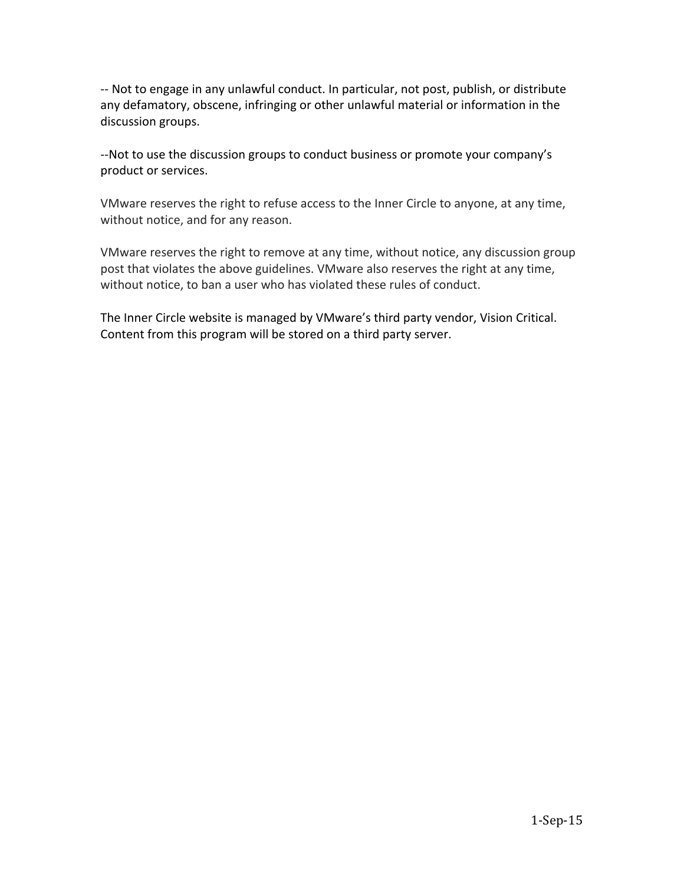-- Not to engage in any unlawful conduct. In particular, not post, publish, or distribute any defamatory, obscene, infringing or other unlawful material or information in the discussion groups.

--Not to use the discussion groups to conduct business or promote your company's product or services.

VMware reserves the right to refuse access to the Inner Circle to anyone, at any time, without notice, and for any reason.

VMware reserves the right to remove at any time, without notice, any discussion group post that violates the above guidelines. VMware also reserves the right at any time, without notice, to ban a user who has violated these rules of conduct.

The Inner Circle website is managed by VMware's third party vendor, Vision Critical. Content from this program will be stored on a third party server.

1-Sep-15